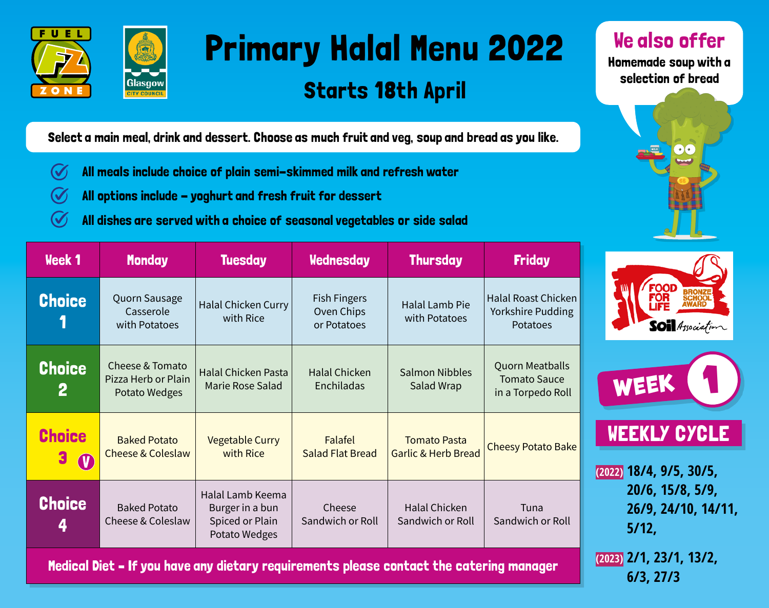# Primary Halal Menu 2022

## Starts 18th April

**We also offer**
Homemade soup with a selection of bread

**Select a main meal, drink and dessert. Choose as much fruit and veg, soup and bread as you like.**

- All meals include choice of plain semi-skimmed milk and refresh water
- All options include – yoghurt and fresh fruit for dessert
- All dishes are served with a choice of seasonal vegetables or side salad

| Week 1 | Monday | Tuesday | Wednesday | Thursday | Friday |
|---|---|---|---|---|---|
| Choice 1 | Quorn Sausage Casserole with Potatoes | Halal Chicken Curry with Rice | Fish Fingers Oven Chips or Potatoes | Halal Lamb Pie with Potatoes | Halal Roast Chicken Yorkshire Pudding Potatoes |
| Choice 2 | Cheese & Tomato Pizza Herb or Plain Potato Wedges | Halal Chicken Pasta Marie Rose Salad | Halal Chicken Enchiladas | Salmon Nibbles Salad Wrap | Quorn Meatballs Tomato Sauce in a Torpedo Roll |
| Choice 3 (V) | Baked Potato Cheese & Coleslaw | Vegetable Curry with Rice | Falafel Salad Flat Bread | Tomato Pasta Garlic & Herb Bread | Cheesy Potato Bake |
| Choice 4 | Baked Potato Cheese & Coleslaw | Halal Lamb Keema Burger in a bun Spiced or Plain Potato Wedges | Cheese Sandwich or Roll | Halal Chicken Sandwich or Roll | Tuna Sandwich or Roll |

**Medical Diet - If you have any dietary requirements please contact the catering manager**

Food for Life Bronze School Award – Soil Association

**WEEK 1**

**WEEKLY CYCLE**

(2022) 18/4, 9/5, 30/5, 20/6, 15/8, 5/9, 26/9, 24/10, 14/11, 5/12,

(2023) 2/1, 23/1, 13/2, 6/3, 27/3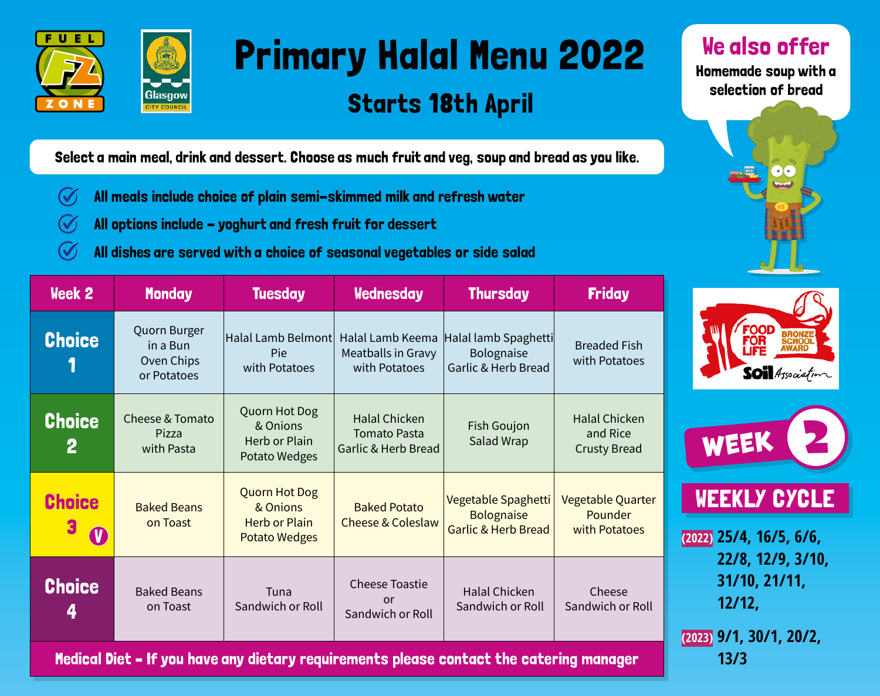# Primary Halal Menu 2022

## Starts 18th April

**We also offer**
Homemade soup with a selection of bread

**Select a main meal, drink and dessert. Choose as much fruit and veg, soup and bread as you like.**

- All meals include choice of plain semi-skimmed milk and refresh water
- All options include – yoghurt and fresh fruit for dessert
- All dishes are served with a choice of seasonal vegetables or side salad

| Week 2 | Monday | Tuesday | Wednesday | Thursday | Friday |
|---|---|---|---|---|---|
| Choice 1 | Quorn Burger in a Bun Oven Chips or Potatoes | Halal Lamb Belmont Pie with Potatoes | Halal Lamb Keema Meatballs in Gravy with Potatoes | Halal lamb Spaghetti Bolognaise Garlic & Herb Bread | Breaded Fish with Potatoes |
| Choice 2 | Cheese & Tomato Pizza with Pasta | Quorn Hot Dog & Onions Herb or Plain Potato Wedges | Halal Chicken Tomato Pasta Garlic & Herb Bread | Fish Goujon Salad Wrap | Halal Chicken and Rice Crusty Bread |
| Choice 3 (V) | Baked Beans on Toast | Quorn Hot Dog & Onions Herb or Plain Potato Wedges | Baked Potato Cheese & Coleslaw | Vegetable Spaghetti Bolognaise Garlic & Herb Bread | Vegetable Quarter Pounder with Potatoes |
| Choice 4 | Baked Beans on Toast | Tuna Sandwich or Roll | Cheese Toastie or Sandwich or Roll | Halal Chicken Sandwich or Roll | Cheese Sandwich or Roll |

**Medical Diet - If you have any dietary requirements please contact the catering manager**

Food for Life Bronze School Award – Soil Association

**WEEK 2**

**WEEKLY CYCLE**

(2022) 25/4, 16/5, 6/6, 22/8, 12/9, 3/10, 31/10, 21/11, 12/12,

(2023) 9/1, 30/1, 20/2, 13/3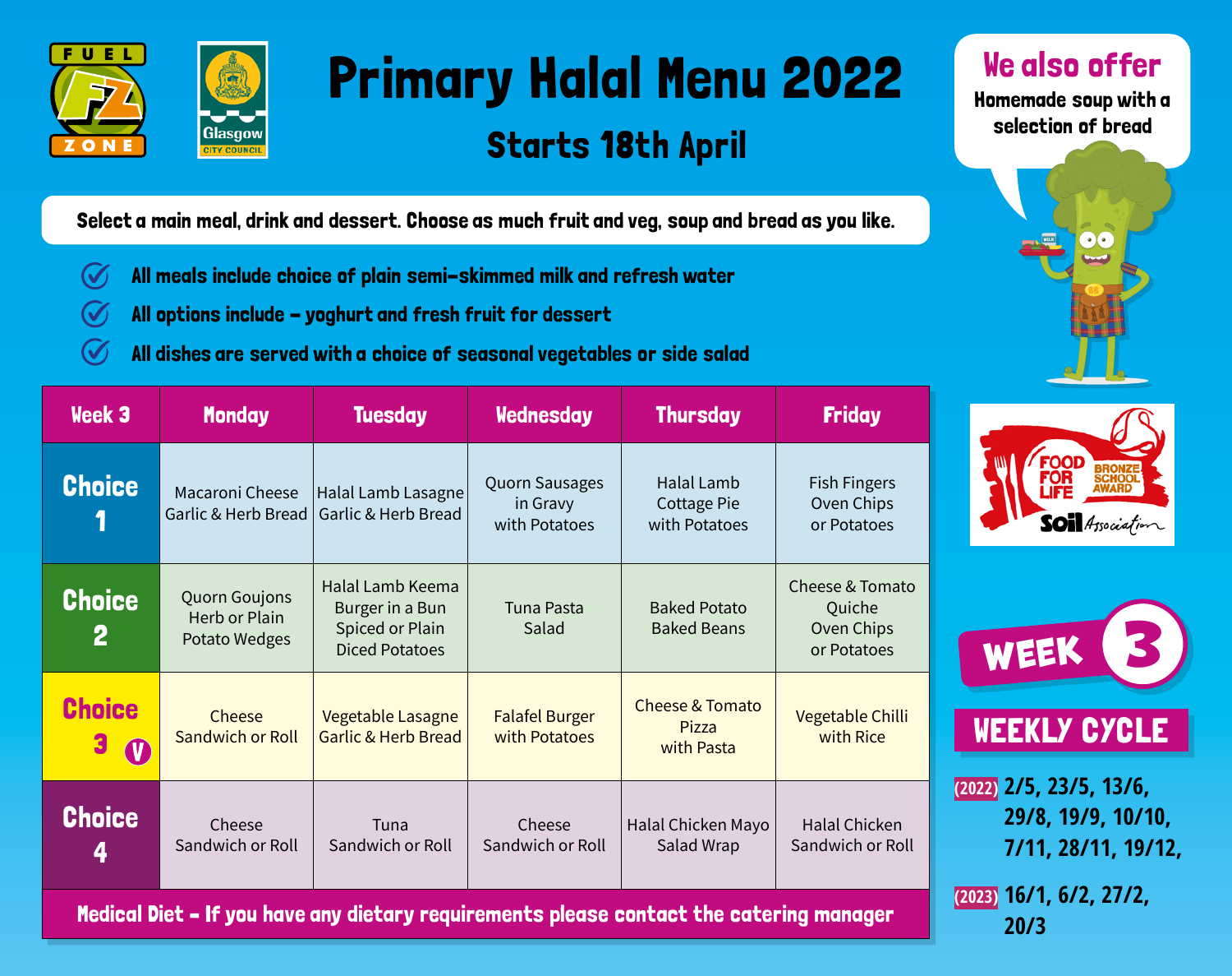FUEL ZONE

Glasgow CITY COUNCIL

# Primary Halal Menu 2022

## Starts 18th April

**We also offer**
**Homemade soup with a selection of bread**

**Select a main meal, drink and dessert. Choose as much fruit and veg, soup and bread as you like.**

- **All meals include choice of plain semi-skimmed milk and refresh water**
- **All options include – yoghurt and fresh fruit for dessert**
- **All dishes are served with a choice of seasonal vegetables or side salad**

| Week 3 | Monday | Tuesday | Wednesday | Thursday | Friday |
|---|---|---|---|---|---|
| Choice 1 | Macaroni Cheese Garlic & Herb Bread | Halal Lamb Lasagne Garlic & Herb Bread | Quorn Sausages in Gravy with Potatoes | Halal Lamb Cottage Pie with Potatoes | Fish Fingers Oven Chips or Potatoes |
| Choice 2 | Quorn Goujons Herb or Plain Potato Wedges | Halal Lamb Keema Burger in a Bun Spiced or Plain Diced Potatoes | Tuna Pasta Salad | Baked Potato Baked Beans | Cheese & Tomato Quiche Oven Chips or Potatoes |
| Choice 3 (V) | Cheese Sandwich or Roll | Vegetable Lasagne Garlic & Herb Bread | Falafel Burger with Potatoes | Cheese & Tomato Pizza with Pasta | Vegetable Chilli with Rice |
| Choice 4 | Cheese Sandwich or Roll | Tuna Sandwich or Roll | Cheese Sandwich or Roll | Halal Chicken Mayo Salad Wrap | Halal Chicken Sandwich or Roll |

**Medical Diet - If you have any dietary requirements please contact the catering manager**

FOOD FOR LIFE BRONZE SCHOOL AWARD Soil Association

**WEEK 3**

**WEEKLY CYCLE**

(2022) 2/5, 23/5, 13/6, 29/8, 19/9, 10/10, 7/11, 28/11, 19/12,

(2023) 16/1, 6/2, 27/2, 20/3